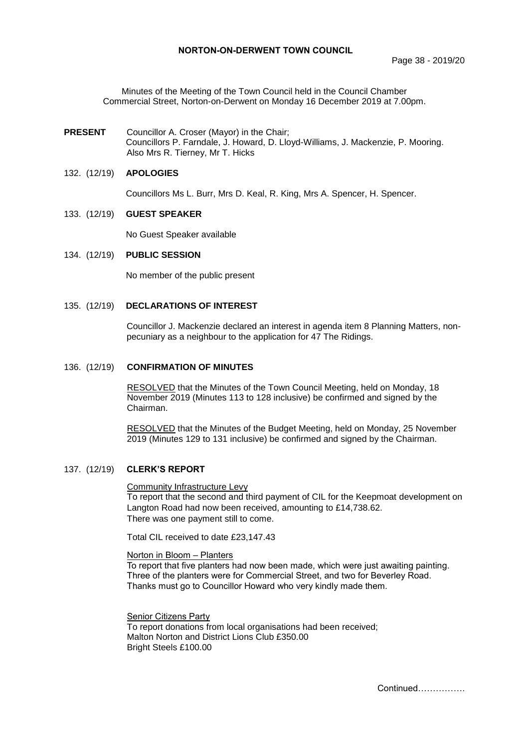# NORTON-ON-DERWENT TOWN COUNCIL

Minutes of the Meeting of the Town Council held in the Council Chamber Commercial Street, Norton-on-Derwent on Monday 16 December 2019 at 7.00pm.

**PRESENT** Councillor A. Croser (Mayor) in the Chair;
Councillors P. Farndale, J. Howard, D. Lloyd-Williams, J. Mackenzie, P. Mooring.
Also Mrs R. Tierney, Mr T. Hicks

132. (12/19) **APOLOGIES**

Councillors Ms L. Burr, Mrs D. Keal, R. King, Mrs A. Spencer, H. Spencer.

133. (12/19) **GUEST SPEAKER**

No Guest Speaker available

134. (12/19) **PUBLIC SESSION**

No member of the public present

135. (12/19) **DECLARATIONS OF INTEREST**

Councillor J. Mackenzie declared an interest in agenda item 8 Planning Matters, non-pecuniary as a neighbour to the application for 47 The Ridings.

136. (12/19) **CONFIRMATION OF MINUTES**

RESOLVED that the Minutes of the Town Council Meeting, held on Monday, 18 November 2019 (Minutes 113 to 128 inclusive) be confirmed and signed by the Chairman.

RESOLVED that the Minutes of the Budget Meeting, held on Monday, 25 November 2019 (Minutes 129 to 131 inclusive) be confirmed and signed by the Chairman.

137. (12/19) **CLERK'S REPORT**

Community Infrastructure Levy
To report that the second and third payment of CIL for the Keepmoat development on Langton Road had now been received, amounting to £14,738.62.
There was one payment still to come.

Total CIL received to date £23,147.43

Norton in Bloom – Planters
To report that five planters had now been made, which were just awaiting painting. Three of the planters were for Commercial Street, and two for Beverley Road. Thanks must go to Councillor Howard who very kindly made them.

Senior Citizens Party
To report donations from local organisations had been received;
Malton Norton and District Lions Club £350.00
Bright Steels £100.00

Continued…………….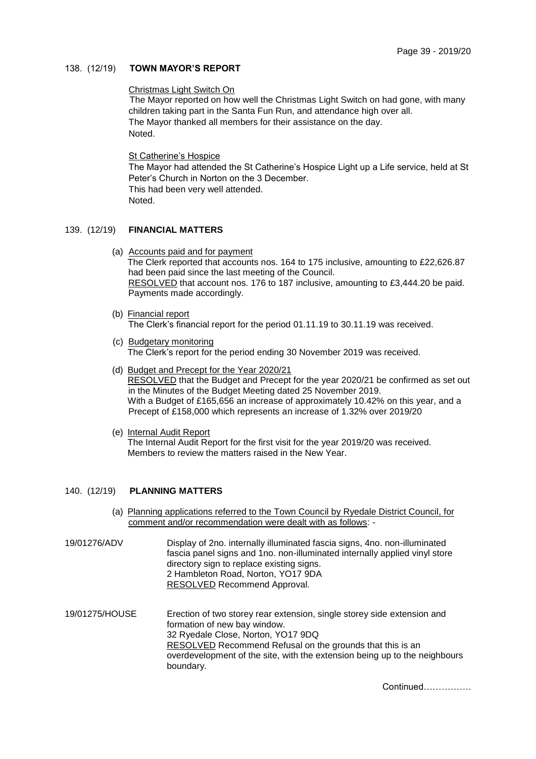138. (12/19) **TOWN MAYOR'S REPORT**

Christmas Light Switch On

The Mayor reported on how well the Christmas Light Switch on had gone, with many children taking part in the Santa Fun Run, and attendance high over all.
The Mayor thanked all members for their assistance on the day.
Noted.

St Catherine's Hospice

The Mayor had attended the St Catherine's Hospice Light up a Life service, held at St Peter's Church in Norton on the 3 December.
This had been very well attended.
Noted.

139. (12/19) **FINANCIAL MATTERS**

(a) Accounts paid and for payment
The Clerk reported that accounts nos. 164 to 175 inclusive, amounting to £22,626.87 had been paid since the last meeting of the Council.
RESOLVED that account nos. 176 to 187 inclusive, amounting to £3,444.20 be paid.
Payments made accordingly.

(b) Financial report
The Clerk's financial report for the period 01.11.19 to 30.11.19 was received.

(c) Budgetary monitoring
The Clerk's report for the period ending 30 November 2019 was received.

(d) Budget and Precept for the Year 2020/21
RESOLVED that the Budget and Precept for the year 2020/21 be confirmed as set out in the Minutes of the Budget Meeting dated 25 November 2019.
With a Budget of £165,656 an increase of approximately 10.42% on this year, and a Precept of £158,000 which represents an increase of 1.32% over 2019/20

(e) Internal Audit Report
The Internal Audit Report for the first visit for the year 2019/20 was received.
Members to review the matters raised in the New Year.

140. (12/19) **PLANNING MATTERS**

(a) Planning applications referred to the Town Council by Ryedale District Council, for comment and/or recommendation were dealt with as follows: -

19/01276/ADV — Display of 2no. internally illuminated fascia signs, 4no. non-illuminated fascia panel signs and 1no. non-illuminated internally applied vinyl store directory sign to replace existing signs.
2 Hambleton Road, Norton, YO17 9DA
RESOLVED Recommend Approval.

19/01275/HOUSE — Erection of two storey rear extension, single storey side extension and formation of new bay window.
32 Ryedale Close, Norton, YO17 9DQ
RESOLVED Recommend Refusal on the grounds that this is an overdevelopment of the site, with the extension being up to the neighbours boundary.

Continued…………….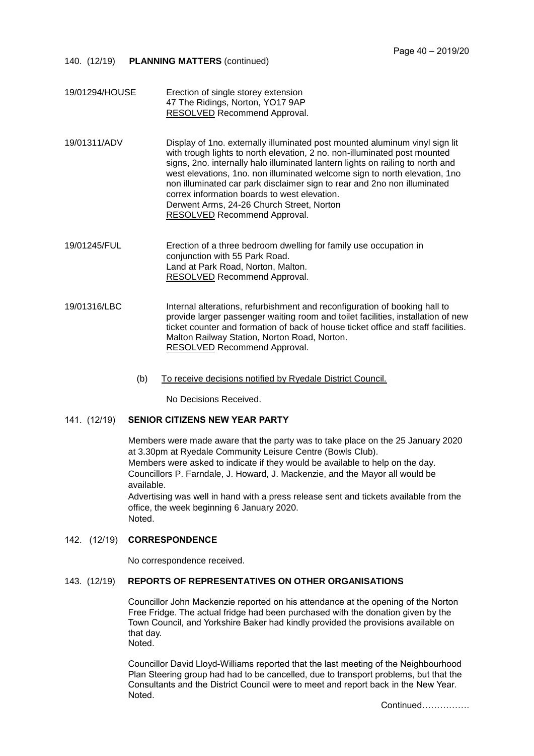140. (12/19) **PLANNING MATTERS** (continued)

19/01294/HOUSE — Erection of single storey extension
47 The Ridings, Norton, YO17 9AP
RESOLVED Recommend Approval.

19/01311/ADV — Display of 1no. externally illuminated post mounted aluminum vinyl sign lit with trough lights to north elevation, 2 no. non-illuminated post mounted signs, 2no. internally halo illuminated lantern lights on railing to north and west elevations, 1no. non illuminated welcome sign to north elevation, 1no non illuminated car park disclaimer sign to rear and 2no non illuminated correx information boards to west elevation.
Derwent Arms, 24-26 Church Street, Norton
RESOLVED Recommend Approval.

19/01245/FUL — Erection of a three bedroom dwelling for family use occupation in conjunction with 55 Park Road.
Land at Park Road, Norton, Malton.
RESOLVED Recommend Approval.

19/01316/LBC — Internal alterations, refurbishment and reconfiguration of booking hall to provide larger passenger waiting room and toilet facilities, installation of new ticket counter and formation of back of house ticket office and staff facilities.
Malton Railway Station, Norton Road, Norton.
RESOLVED Recommend Approval.

(b) To receive decisions notified by Ryedale District Council.

No Decisions Received.

141. (12/19) **SENIOR CITIZENS NEW YEAR PARTY**

Members were made aware that the party was to take place on the 25 January 2020 at 3.30pm at Ryedale Community Leisure Centre (Bowls Club).
Members were asked to indicate if they would be available to help on the day.
Councillors P. Farndale, J. Howard, J. Mackenzie, and the Mayor all would be available.
Advertising was well in hand with a press release sent and tickets available from the office, the week beginning 6 January 2020.
Noted.

142. (12/19) **CORRESPONDENCE**

No correspondence received.

143. (12/19) **REPORTS OF REPRESENTATIVES ON OTHER ORGANISATIONS**

Councillor John Mackenzie reported on his attendance at the opening of the Norton Free Fridge. The actual fridge had been purchased with the donation given by the Town Council, and Yorkshire Baker had kindly provided the provisions available on that day.
Noted.

Councillor David Lloyd-Williams reported that the last meeting of the Neighbourhood Plan Steering group had had to be cancelled, due to transport problems, but that the Consultants and the District Council were to meet and report back in the New Year.
Noted.

Continued…………….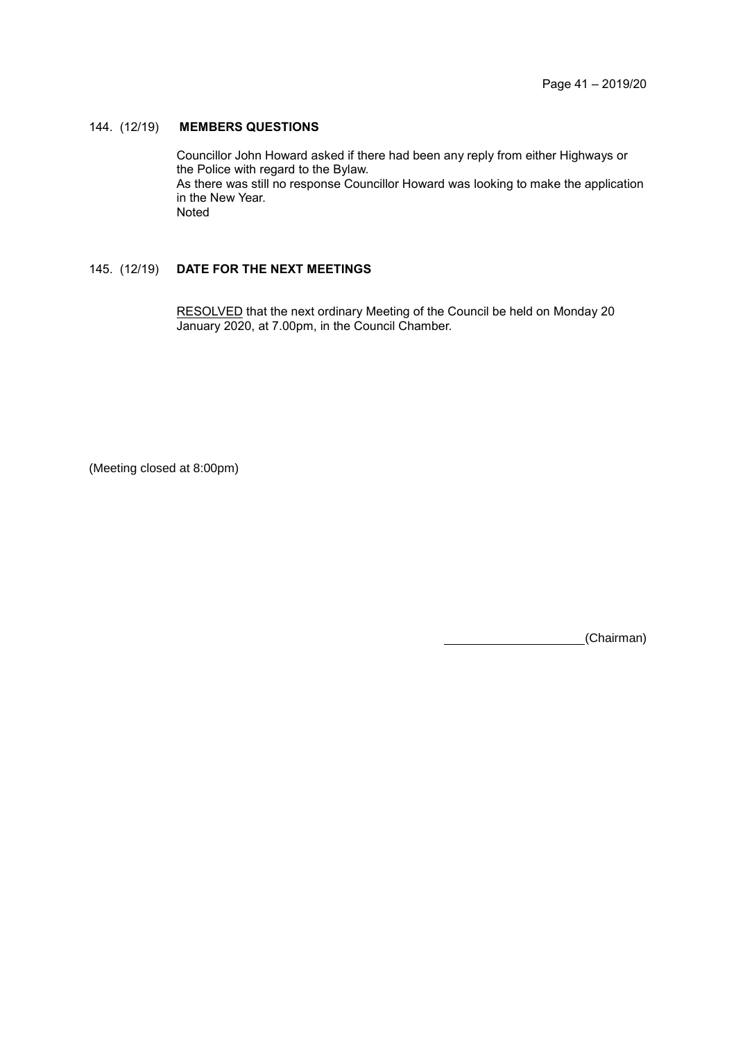## 144. (12/19) **MEMBERS QUESTIONS**

Councillor John Howard asked if there had been any reply from either Highways or the Police with regard to the Bylaw.
As there was still no response Councillor Howard was looking to make the application in the New Year.
Noted

## 145. (12/19) **DATE FOR THE NEXT MEETINGS**

RESOLVED that the next ordinary Meeting of the Council be held on Monday 20 January 2020, at 7.00pm, in the Council Chamber.

(Meeting closed at 8:00pm)

____________________(Chairman)